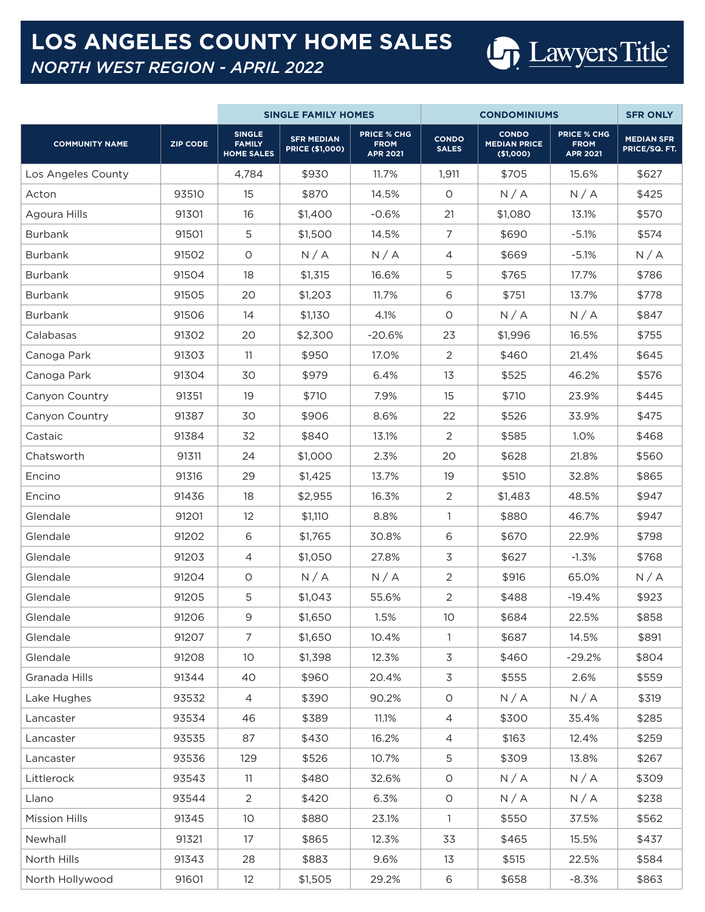# LOS ANGELES COUNTY HOME SALES

## *NORTH WEST REGION - APRIL 2022*

Lawyers Title

| | | SINGLE FAMILY HOMES | | | CONDOMINIUMS | | | SFR ONLY |
|---|---|---|---|---|---|---|---|---|
| COMMUNITY NAME | ZIP CODE | SINGLE FAMILY HOME SALES | SFR MEDIAN PRICE ($1,000) | PRICE % CHG FROM APR 2021 | CONDO SALES | CONDO MEDIAN PRICE ($1,000) | PRICE % CHG FROM APR 2021 | MEDIAN SFR PRICE/SQ. FT. |
| Los Angeles County | | 4,784 | $930 | 11.7% | 1,911 | $705 | 15.6% | $627 |
| Acton | 93510 | 15 | $870 | 14.5% | 0 | N / A | N / A | $425 |
| Agoura Hills | 91301 | 16 | $1,400 | -0.6% | 21 | $1,080 | 13.1% | $570 |
| Burbank | 91501 | 5 | $1,500 | 14.5% | 7 | $690 | -5.1% | $574 |
| Burbank | 91502 | 0 | N / A | N / A | 4 | $669 | -5.1% | N / A |
| Burbank | 91504 | 18 | $1,315 | 16.6% | 5 | $765 | 17.7% | $786 |
| Burbank | 91505 | 20 | $1,203 | 11.7% | 6 | $751 | 13.7% | $778 |
| Burbank | 91506 | 14 | $1,130 | 4.1% | 0 | N / A | N / A | $847 |
| Calabasas | 91302 | 20 | $2,300 | -20.6% | 23 | $1,996 | 16.5% | $755 |
| Canoga Park | 91303 | 11 | $950 | 17.0% | 2 | $460 | 21.4% | $645 |
| Canoga Park | 91304 | 30 | $979 | 6.4% | 13 | $525 | 46.2% | $576 |
| Canyon Country | 91351 | 19 | $710 | 7.9% | 15 | $710 | 23.9% | $445 |
| Canyon Country | 91387 | 30 | $906 | 8.6% | 22 | $526 | 33.9% | $475 |
| Castaic | 91384 | 32 | $840 | 13.1% | 2 | $585 | 1.0% | $468 |
| Chatsworth | 91311 | 24 | $1,000 | 2.3% | 20 | $628 | 21.8% | $560 |
| Encino | 91316 | 29 | $1,425 | 13.7% | 19 | $510 | 32.8% | $865 |
| Encino | 91436 | 18 | $2,955 | 16.3% | 2 | $1,483 | 48.5% | $947 |
| Glendale | 91201 | 12 | $1,110 | 8.8% | 1 | $880 | 46.7% | $947 |
| Glendale | 91202 | 6 | $1,765 | 30.8% | 6 | $670 | 22.9% | $798 |
| Glendale | 91203 | 4 | $1,050 | 27.8% | 3 | $627 | -1.3% | $768 |
| Glendale | 91204 | 0 | N / A | N / A | 2 | $916 | 65.0% | N / A |
| Glendale | 91205 | 5 | $1,043 | 55.6% | 2 | $488 | -19.4% | $923 |
| Glendale | 91206 | 9 | $1,650 | 1.5% | 10 | $684 | 22.5% | $858 |
| Glendale | 91207 | 7 | $1,650 | 10.4% | 1 | $687 | 14.5% | $891 |
| Glendale | 91208 | 10 | $1,398 | 12.3% | 3 | $460 | -29.2% | $804 |
| Granada Hills | 91344 | 40 | $960 | 20.4% | 3 | $555 | 2.6% | $559 |
| Lake Hughes | 93532 | 4 | $390 | 90.2% | 0 | N / A | N / A | $319 |
| Lancaster | 93534 | 46 | $389 | 11.1% | 4 | $300 | 35.4% | $285 |
| Lancaster | 93535 | 87 | $430 | 16.2% | 4 | $163 | 12.4% | $259 |
| Lancaster | 93536 | 129 | $526 | 10.7% | 5 | $309 | 13.8% | $267 |
| Littlerock | 93543 | 11 | $480 | 32.6% | 0 | N / A | N / A | $309 |
| Llano | 93544 | 2 | $420 | 6.3% | 0 | N / A | N / A | $238 |
| Mission Hills | 91345 | 10 | $880 | 23.1% | 1 | $550 | 37.5% | $562 |
| Newhall | 91321 | 17 | $865 | 12.3% | 33 | $465 | 15.5% | $437 |
| North Hills | 91343 | 28 | $883 | 9.6% | 13 | $515 | 22.5% | $584 |
| North Hollywood | 91601 | 12 | $1,505 | 29.2% | 6 | $658 | -8.3% | $863 |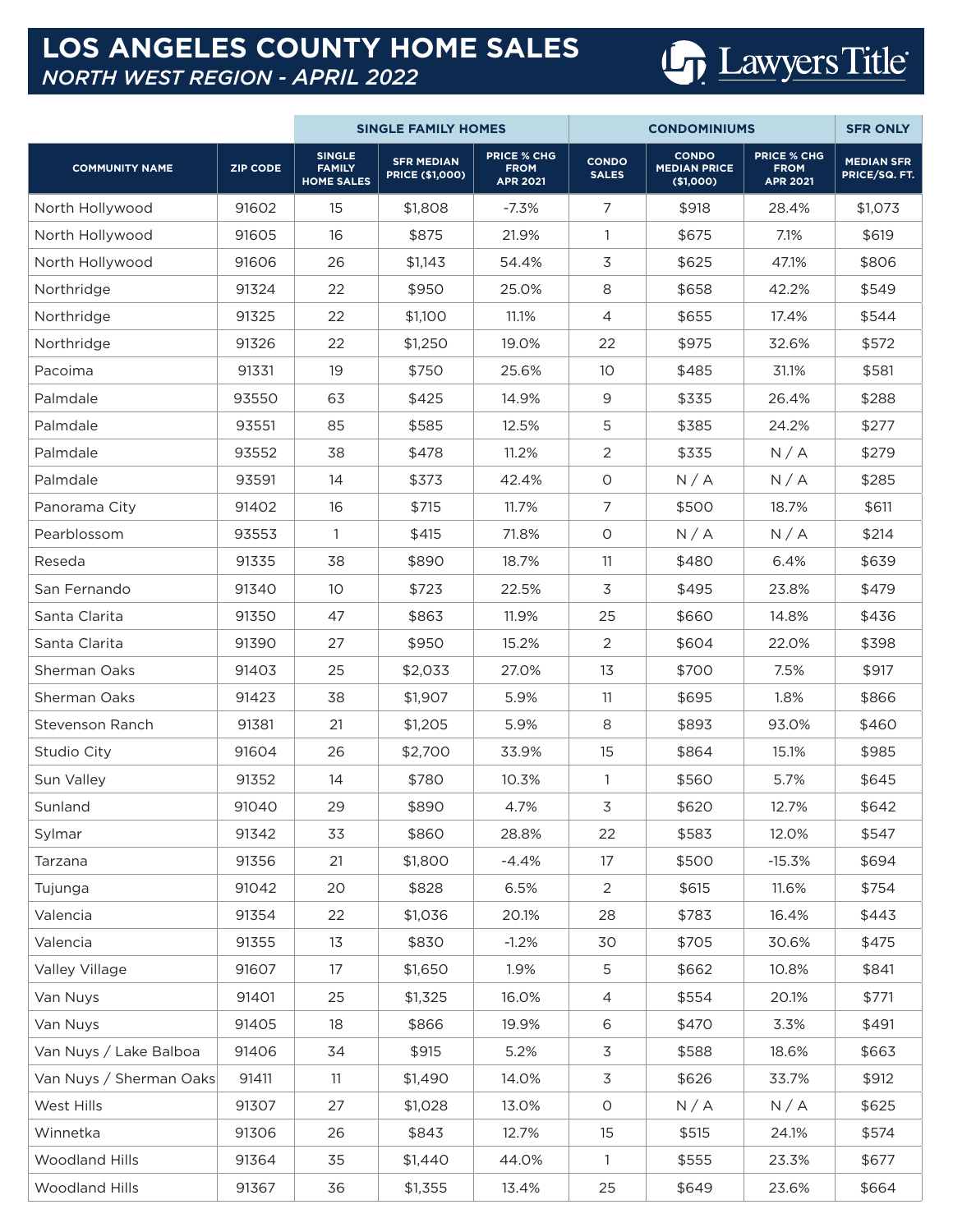# LOS ANGELES COUNTY HOME SALES

*NORTH WEST REGION - APRIL 2022*

Lawyers Title

| | | SINGLE FAMILY HOMES | | | CONDOMINIUMS | | | SFR ONLY |
|---|---|---|---|---|---|---|---|---|
| COMMUNITY NAME | ZIP CODE | SINGLE FAMILY HOME SALES | SFR MEDIAN PRICE ($1,000) | PRICE % CHG FROM APR 2021 | CONDO SALES | CONDO MEDIAN PRICE ($1,000) | PRICE % CHG FROM APR 2021 | MEDIAN SFR PRICE/SQ. FT. |
| North Hollywood | 91602 | 15 | $1,808 | -7.3% | 7 | $918 | 28.4% | $1,073 |
| North Hollywood | 91605 | 16 | $875 | 21.9% | 1 | $675 | 7.1% | $619 |
| North Hollywood | 91606 | 26 | $1,143 | 54.4% | 3 | $625 | 47.1% | $806 |
| Northridge | 91324 | 22 | $950 | 25.0% | 8 | $658 | 42.2% | $549 |
| Northridge | 91325 | 22 | $1,100 | 11.1% | 4 | $655 | 17.4% | $544 |
| Northridge | 91326 | 22 | $1,250 | 19.0% | 22 | $975 | 32.6% | $572 |
| Pacoima | 91331 | 19 | $750 | 25.6% | 10 | $485 | 31.1% | $581 |
| Palmdale | 93550 | 63 | $425 | 14.9% | 9 | $335 | 26.4% | $288 |
| Palmdale | 93551 | 85 | $585 | 12.5% | 5 | $385 | 24.2% | $277 |
| Palmdale | 93552 | 38 | $478 | 11.2% | 2 | $335 | N / A | $279 |
| Palmdale | 93591 | 14 | $373 | 42.4% | 0 | N / A | N / A | $285 |
| Panorama City | 91402 | 16 | $715 | 11.7% | 7 | $500 | 18.7% | $611 |
| Pearblossom | 93553 | 1 | $415 | 71.8% | 0 | N / A | N / A | $214 |
| Reseda | 91335 | 38 | $890 | 18.7% | 11 | $480 | 6.4% | $639 |
| San Fernando | 91340 | 10 | $723 | 22.5% | 3 | $495 | 23.8% | $479 |
| Santa Clarita | 91350 | 47 | $863 | 11.9% | 25 | $660 | 14.8% | $436 |
| Santa Clarita | 91390 | 27 | $950 | 15.2% | 2 | $604 | 22.0% | $398 |
| Sherman Oaks | 91403 | 25 | $2,033 | 27.0% | 13 | $700 | 7.5% | $917 |
| Sherman Oaks | 91423 | 38 | $1,907 | 5.9% | 11 | $695 | 1.8% | $866 |
| Stevenson Ranch | 91381 | 21 | $1,205 | 5.9% | 8 | $893 | 93.0% | $460 |
| Studio City | 91604 | 26 | $2,700 | 33.9% | 15 | $864 | 15.1% | $985 |
| Sun Valley | 91352 | 14 | $780 | 10.3% | 1 | $560 | 5.7% | $645 |
| Sunland | 91040 | 29 | $890 | 4.7% | 3 | $620 | 12.7% | $642 |
| Sylmar | 91342 | 33 | $860 | 28.8% | 22 | $583 | 12.0% | $547 |
| Tarzana | 91356 | 21 | $1,800 | -4.4% | 17 | $500 | -15.3% | $694 |
| Tujunga | 91042 | 20 | $828 | 6.5% | 2 | $615 | 11.6% | $754 |
| Valencia | 91354 | 22 | $1,036 | 20.1% | 28 | $783 | 16.4% | $443 |
| Valencia | 91355 | 13 | $830 | -1.2% | 30 | $705 | 30.6% | $475 |
| Valley Village | 91607 | 17 | $1,650 | 1.9% | 5 | $662 | 10.8% | $841 |
| Van Nuys | 91401 | 25 | $1,325 | 16.0% | 4 | $554 | 20.1% | $771 |
| Van Nuys | 91405 | 18 | $866 | 19.9% | 6 | $470 | 3.3% | $491 |
| Van Nuys / Lake Balboa | 91406 | 34 | $915 | 5.2% | 3 | $588 | 18.6% | $663 |
| Van Nuys / Sherman Oaks | 91411 | 11 | $1,490 | 14.0% | 3 | $626 | 33.7% | $912 |
| West Hills | 91307 | 27 | $1,028 | 13.0% | 0 | N / A | N / A | $625 |
| Winnetka | 91306 | 26 | $843 | 12.7% | 15 | $515 | 24.1% | $574 |
| Woodland Hills | 91364 | 35 | $1,440 | 44.0% | 1 | $555 | 23.3% | $677 |
| Woodland Hills | 91367 | 36 | $1,355 | 13.4% | 25 | $649 | 23.6% | $664 |